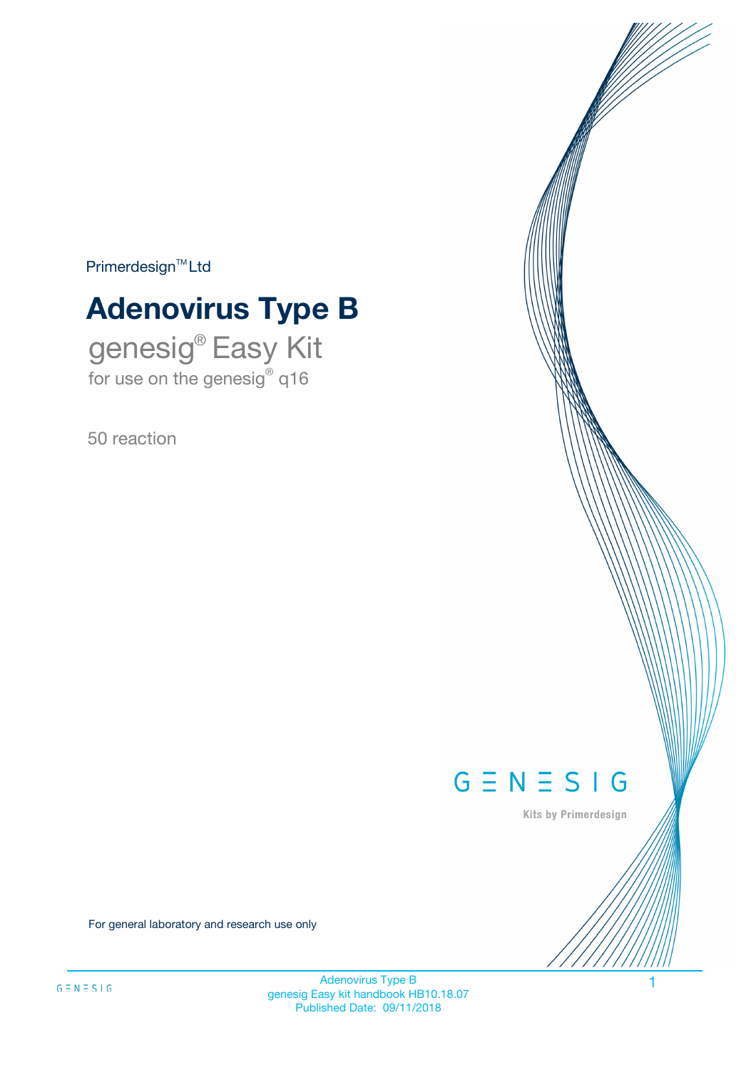Primerdesign™ Ltd

# Adenovirus Type B

## genesig® Easy Kit

for use on the genesig® q16

50 reaction

GENESIG

Kits by Primerdesign

For general laboratory and research use only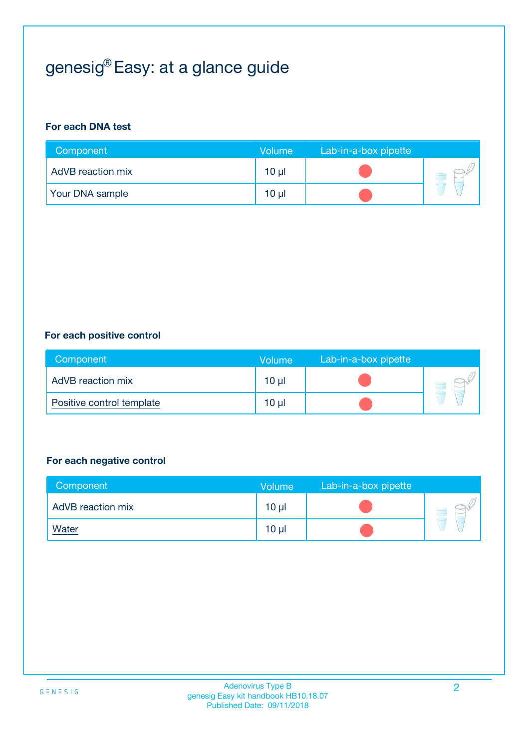# genesig® Easy: at a glance guide

**For each DNA test**

| Component | Volume | Lab-in-a-box pipette |
|---|---|---|
| AdVB reaction mix | 10 µl | ● |
| Your DNA sample | 10 µl | ● |

**For each positive control**

| Component | Volume | Lab-in-a-box pipette |
|---|---|---|
| AdVB reaction mix | 10 µl | ● |
| Positive control template | 10 µl | ● |

**For each negative control**

| Component | Volume | Lab-in-a-box pipette |
|---|---|---|
| AdVB reaction mix | 10 µl | ● |
| Water | 10 µl | ● |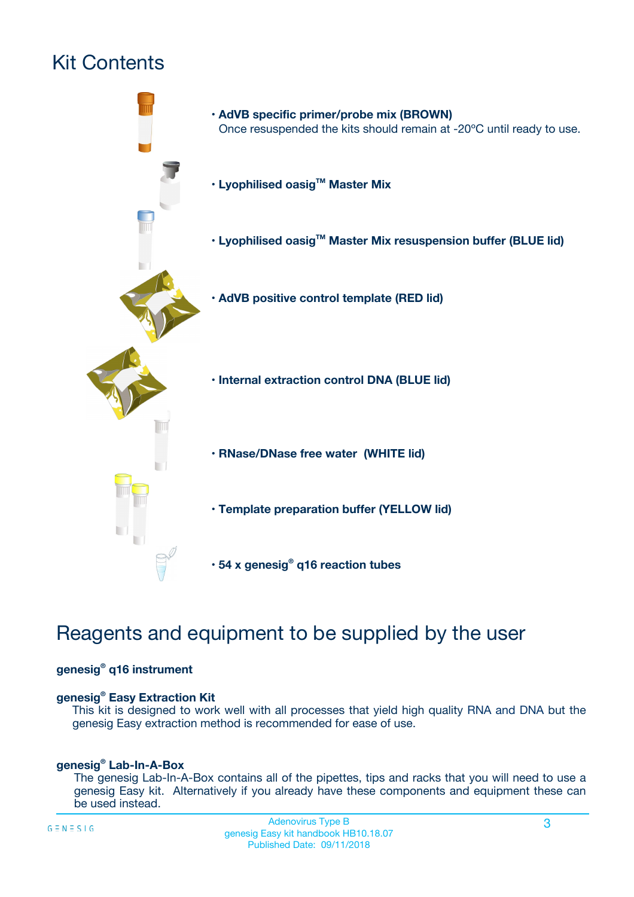# Kit Contents

- **AdVB specific primer/probe mix (BROWN)**
  Once resuspended the kits should remain at -20ºC until ready to use.
- **Lyophilised oasig™ Master Mix**
- **Lyophilised oasig™ Master Mix resuspension buffer (BLUE lid)**
- **AdVB positive control template (RED lid)**
- **Internal extraction control DNA (BLUE lid)**
- **RNase/DNase free water (WHITE lid)**
- **Template preparation buffer (YELLOW lid)**
- **54 x genesig® q16 reaction tubes**

# Reagents and equipment to be supplied by the user

**genesig® q16 instrument**

**genesig® Easy Extraction Kit**

This kit is designed to work well with all processes that yield high quality RNA and DNA but the genesig Easy extraction method is recommended for ease of use.

**genesig® Lab-In-A-Box**

The genesig Lab-In-A-Box contains all of the pipettes, tips and racks that you will need to use a genesig Easy kit. Alternatively if you already have these components and equipment these can be used instead.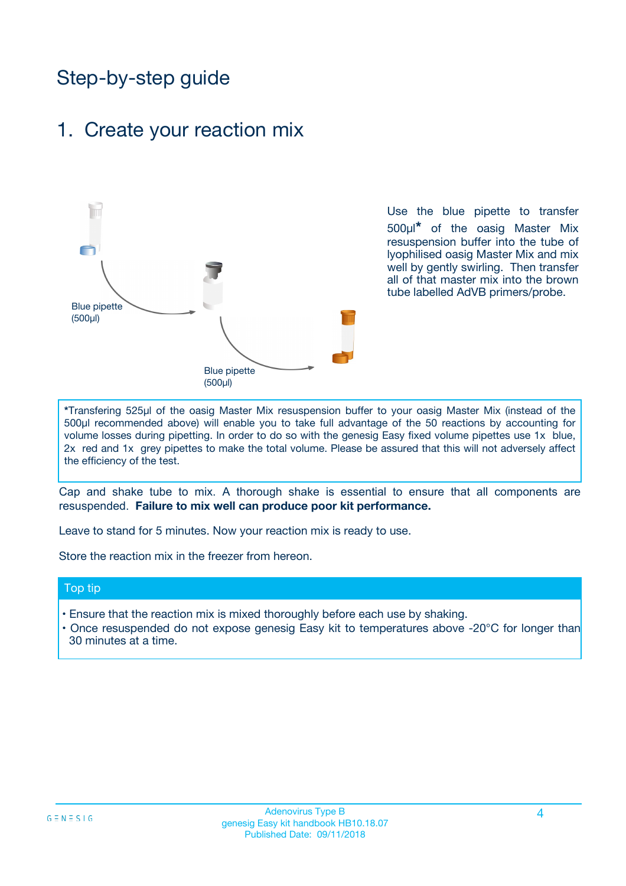# Step-by-step guide

## 1. Create your reaction mix

Blue pipette (500µl)

Blue pipette (500µl)

Use the blue pipette to transfer 500µl* of the oasig Master Mix resuspension buffer into the tube of lyophilised oasig Master Mix and mix well by gently swirling. Then transfer all of that master mix into the brown tube labelled AdVB primers/probe.

*Transfering 525µl of the oasig Master Mix resuspension buffer to your oasig Master Mix (instead of the 500µl recommended above) will enable you to take full advantage of the 50 reactions by accounting for volume losses during pipetting. In order to do so with the genesig Easy fixed volume pipettes use 1x blue, 2x red and 1x grey pipettes to make the total volume. Please be assured that this will not adversely affect the efficiency of the test.

Cap and shake tube to mix. A thorough shake is essential to ensure that all components are resuspended. **Failure to mix well can produce poor kit performance.**

Leave to stand for 5 minutes. Now your reaction mix is ready to use.

Store the reaction mix in the freezer from hereon.

### Top tip

- Ensure that the reaction mix is mixed thoroughly before each use by shaking.
- Once resuspended do not expose genesig Easy kit to temperatures above -20°C for longer than 30 minutes at a time.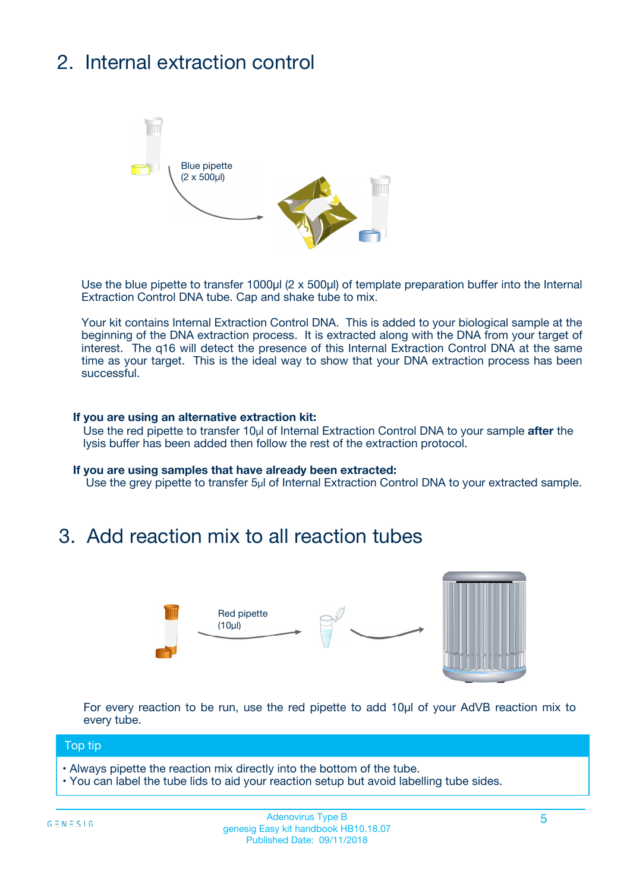## 2. Internal extraction control

Blue pipette
(2 x 500µl)

Use the blue pipette to transfer 1000µl (2 x 500µl) of template preparation buffer into the Internal Extraction Control DNA tube. Cap and shake tube to mix.

Your kit contains Internal Extraction Control DNA. This is added to your biological sample at the beginning of the DNA extraction process. It is extracted along with the DNA from your target of interest. The q16 will detect the presence of this Internal Extraction Control DNA at the same time as your target. This is the ideal way to show that your DNA extraction process has been successful.

**If you are using an alternative extraction kit:**
Use the red pipette to transfer 10µl of Internal Extraction Control DNA to your sample **after** the lysis buffer has been added then follow the rest of the extraction protocol.

**If you are using samples that have already been extracted:**
Use the grey pipette to transfer 5µl of Internal Extraction Control DNA to your extracted sample.

## 3. Add reaction mix to all reaction tubes

Red pipette
(10µl)

For every reaction to be run, use the red pipette to add 10µl of your AdVB reaction mix to every tube.

**Top tip**

- Always pipette the reaction mix directly into the bottom of the tube.
- You can label the tube lids to aid your reaction setup but avoid labelling tube sides.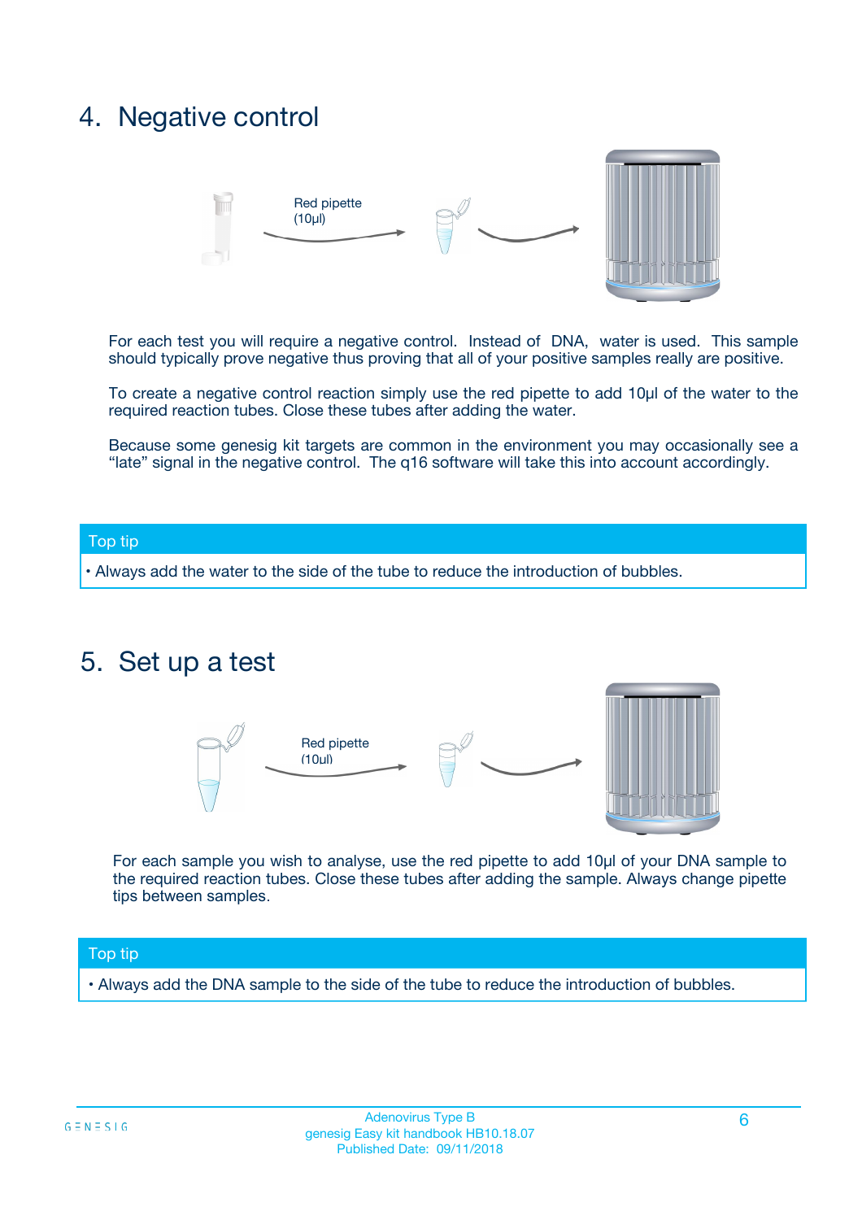## 4. Negative control

Red pipette (10µl)

For each test you will require a negative control. Instead of DNA, water is used. This sample should typically prove negative thus proving that all of your positive samples really are positive.

To create a negative control reaction simply use the red pipette to add 10µl of the water to the required reaction tubes. Close these tubes after adding the water.

Because some genesig kit targets are common in the environment you may occasionally see a "late" signal in the negative control. The q16 software will take this into account accordingly.

**Top tip**

- Always add the water to the side of the tube to reduce the introduction of bubbles.

## 5. Set up a test

Red pipette (10µl)

For each sample you wish to analyse, use the red pipette to add 10µl of your DNA sample to the required reaction tubes. Close these tubes after adding the sample. Always change pipette tips between samples.

**Top tip**

- Always add the DNA sample to the side of the tube to reduce the introduction of bubbles.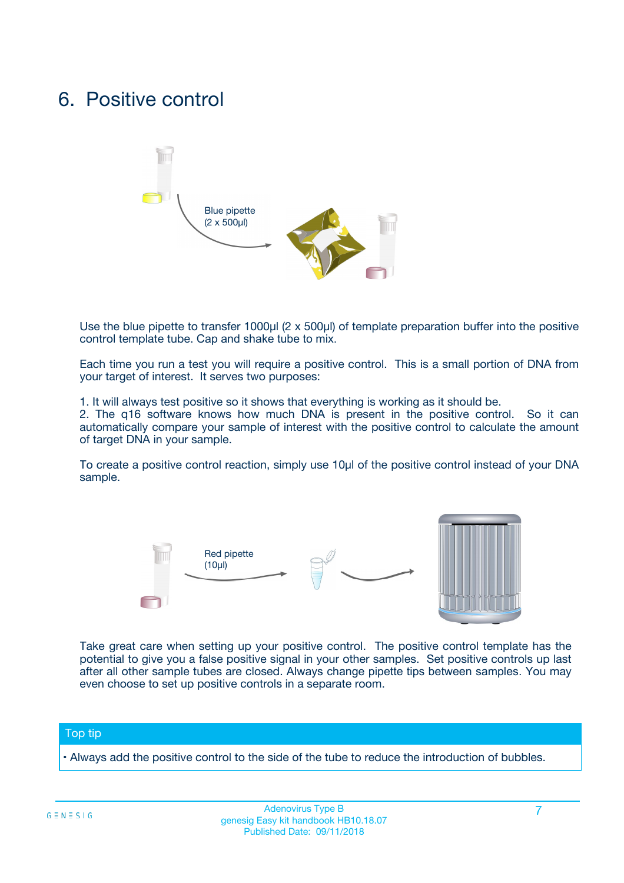# 6. Positive control

Blue pipette (2 x 500µl)

Use the blue pipette to transfer 1000µl (2 x 500µl) of template preparation buffer into the positive control template tube. Cap and shake tube to mix.

Each time you run a test you will require a positive control. This is a small portion of DNA from your target of interest. It serves two purposes:

1. It will always test positive so it shows that everything is working as it should be.
2. The q16 software knows how much DNA is present in the positive control. So it can automatically compare your sample of interest with the positive control to calculate the amount of target DNA in your sample.

To create a positive control reaction, simply use 10µl of the positive control instead of your DNA sample.

Red pipette (10µl)

Take great care when setting up your positive control. The positive control template has the potential to give you a false positive signal in your other samples. Set positive controls up last after all other sample tubes are closed. Always change pipette tips between samples. You may even choose to set up positive controls in a separate room.

**Top tip**

- Always add the positive control to the side of the tube to reduce the introduction of bubbles.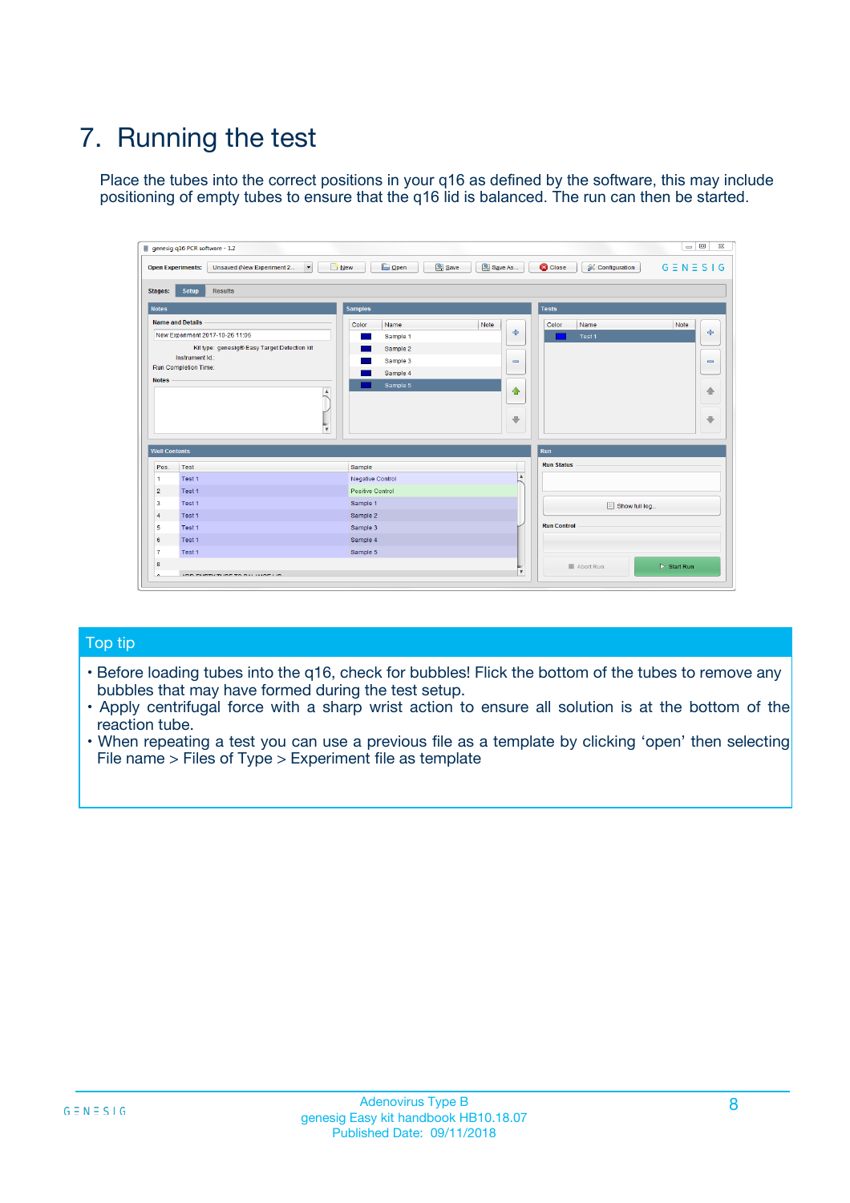# 7. Running the test

Place the tubes into the correct positions in your q16 as defined by the software, this may include positioning of empty tubes to ensure that the q16 lid is balanced. The run can then be started.

## Top tip

- Before loading tubes into the q16, check for bubbles! Flick the bottom of the tubes to remove any bubbles that may have formed during the test setup.
- Apply centrifugal force with a sharp wrist action to ensure all solution is at the bottom of the reaction tube.
- When repeating a test you can use a previous file as a template by clicking 'open' then selecting File name > Files of Type > Experiment file as template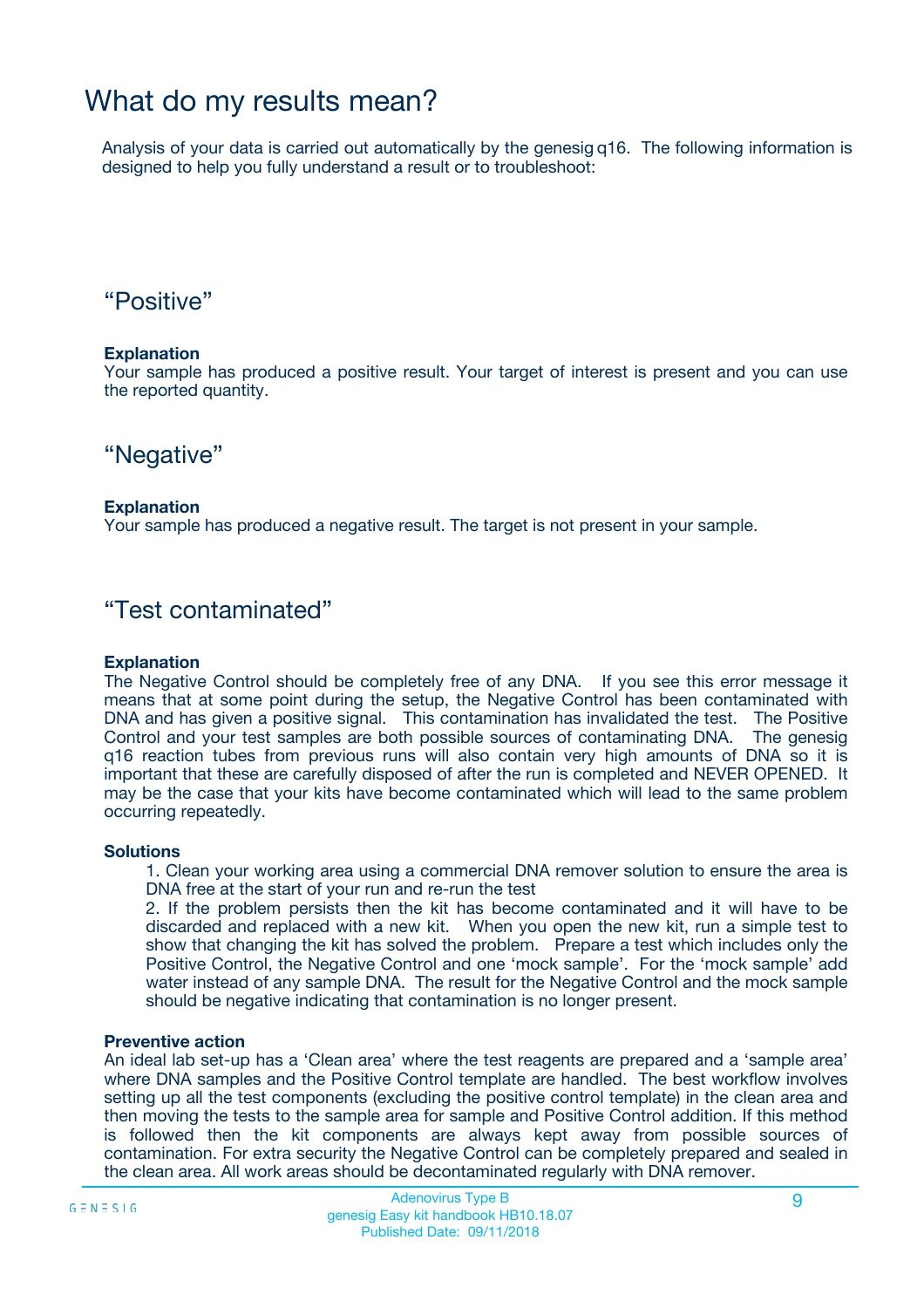# What do my results mean?

Analysis of your data is carried out automatically by the genesig q16. The following information is designed to help you fully understand a result or to troubleshoot:

## “Positive”

**Explanation**
Your sample has produced a positive result. Your target of interest is present and you can use the reported quantity.

## “Negative”

**Explanation**
Your sample has produced a negative result. The target is not present in your sample.

## “Test contaminated”

**Explanation**
The Negative Control should be completely free of any DNA. If you see this error message it means that at some point during the setup, the Negative Control has been contaminated with DNA and has given a positive signal. This contamination has invalidated the test. The Positive Control and your test samples are both possible sources of contaminating DNA. The genesig q16 reaction tubes from previous runs will also contain very high amounts of DNA so it is important that these are carefully disposed of after the run is completed and NEVER OPENED. It may be the case that your kits have become contaminated which will lead to the same problem occurring repeatedly.

**Solutions**

1. Clean your working area using a commercial DNA remover solution to ensure the area is DNA free at the start of your run and re-run the test
2. If the problem persists then the kit has become contaminated and it will have to be discarded and replaced with a new kit. When you open the new kit, run a simple test to show that changing the kit has solved the problem. Prepare a test which includes only the Positive Control, the Negative Control and one ‘mock sample’. For the ‘mock sample’ add water instead of any sample DNA. The result for the Negative Control and the mock sample should be negative indicating that contamination is no longer present.

**Preventive action**
An ideal lab set-up has a ‘Clean area’ where the test reagents are prepared and a ‘sample area’ where DNA samples and the Positive Control template are handled. The best workflow involves setting up all the test components (excluding the positive control template) in the clean area and then moving the tests to the sample area for sample and Positive Control addition. If this method is followed then the kit components are always kept away from possible sources of contamination. For extra security the Negative Control can be completely prepared and sealed in the clean area. All work areas should be decontaminated regularly with DNA remover.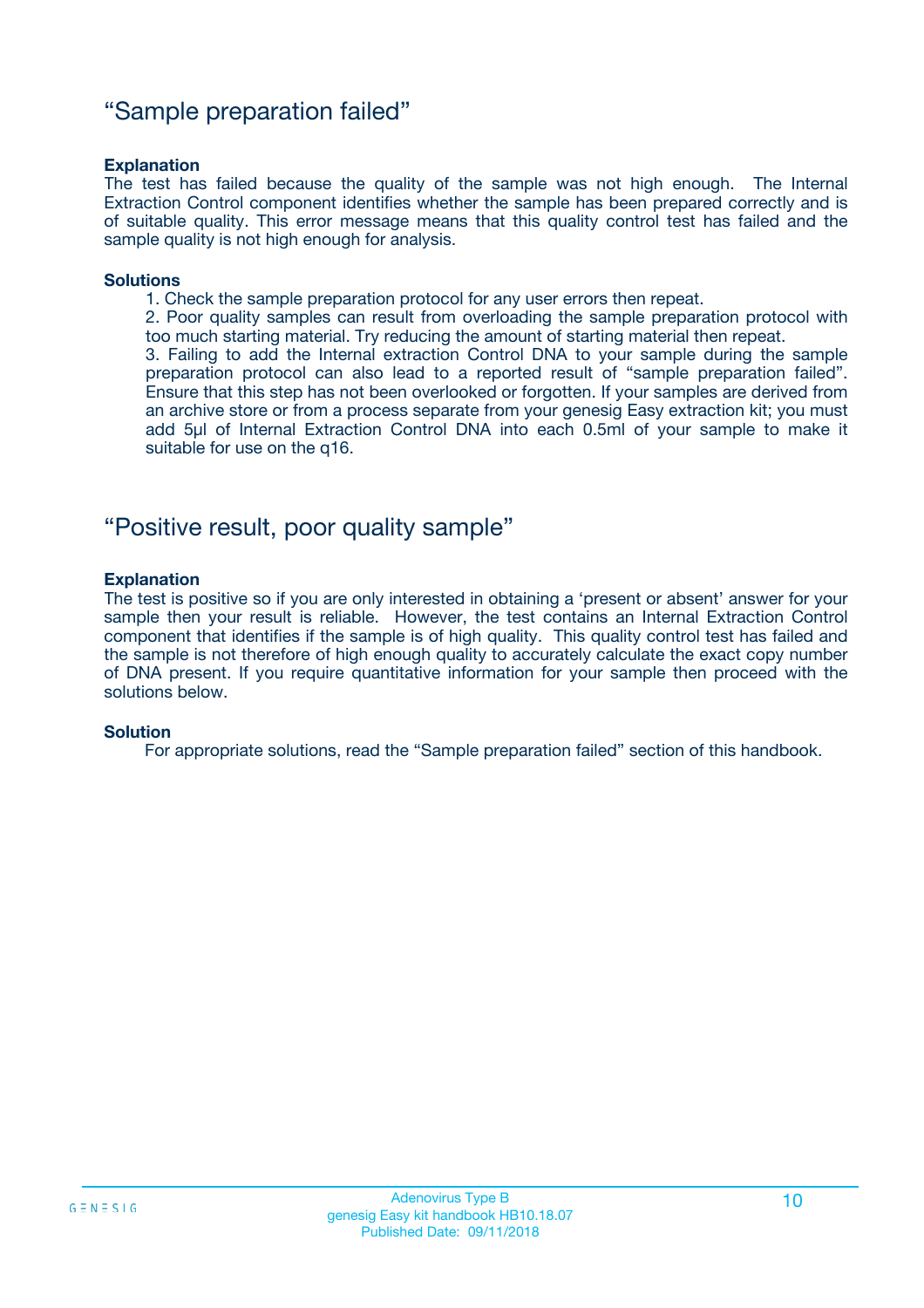## "Sample preparation failed"

**Explanation**

The test has failed because the quality of the sample was not high enough. The Internal Extraction Control component identifies whether the sample has been prepared correctly and is of suitable quality. This error message means that this quality control test has failed and the sample quality is not high enough for analysis.

**Solutions**

1. Check the sample preparation protocol for any user errors then repeat.
2. Poor quality samples can result from overloading the sample preparation protocol with too much starting material. Try reducing the amount of starting material then repeat.
3. Failing to add the Internal extraction Control DNA to your sample during the sample preparation protocol can also lead to a reported result of "sample preparation failed". Ensure that this step has not been overlooked or forgotten. If your samples are derived from an archive store or from a process separate from your genesig Easy extraction kit; you must add 5µl of Internal Extraction Control DNA into each 0.5ml of your sample to make it suitable for use on the q16.

## "Positive result, poor quality sample"

**Explanation**

The test is positive so if you are only interested in obtaining a 'present or absent' answer for your sample then your result is reliable. However, the test contains an Internal Extraction Control component that identifies if the sample is of high quality. This quality control test has failed and the sample is not therefore of high enough quality to accurately calculate the exact copy number of DNA present. If you require quantitative information for your sample then proceed with the solutions below.

**Solution**

For appropriate solutions, read the "Sample preparation failed" section of this handbook.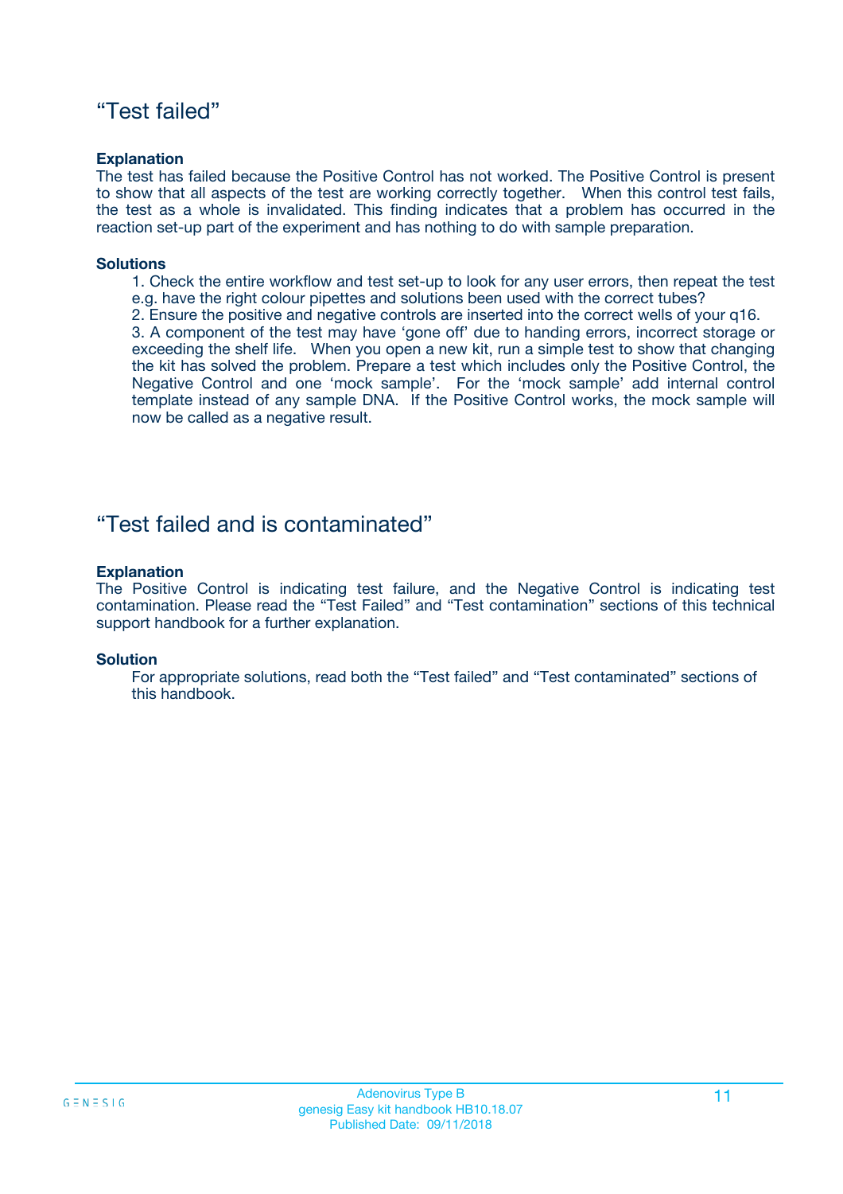## “Test failed”

**Explanation**

The test has failed because the Positive Control has not worked. The Positive Control is present to show that all aspects of the test are working correctly together. When this control test fails, the test as a whole is invalidated. This finding indicates that a problem has occurred in the reaction set-up part of the experiment and has nothing to do with sample preparation.

**Solutions**

1. Check the entire workflow and test set-up to look for any user errors, then repeat the test e.g. have the right colour pipettes and solutions been used with the correct tubes?
2. Ensure the positive and negative controls are inserted into the correct wells of your q16.
3. A component of the test may have ‘gone off’ due to handing errors, incorrect storage or exceeding the shelf life. When you open a new kit, run a simple test to show that changing the kit has solved the problem. Prepare a test which includes only the Positive Control, the Negative Control and one ‘mock sample’. For the ‘mock sample’ add internal control template instead of any sample DNA. If the Positive Control works, the mock sample will now be called as a negative result.

## “Test failed and is contaminated”

**Explanation**

The Positive Control is indicating test failure, and the Negative Control is indicating test contamination. Please read the “Test Failed” and “Test contamination” sections of this technical support handbook for a further explanation.

**Solution**

For appropriate solutions, read both the “Test failed” and “Test contaminated” sections of this handbook.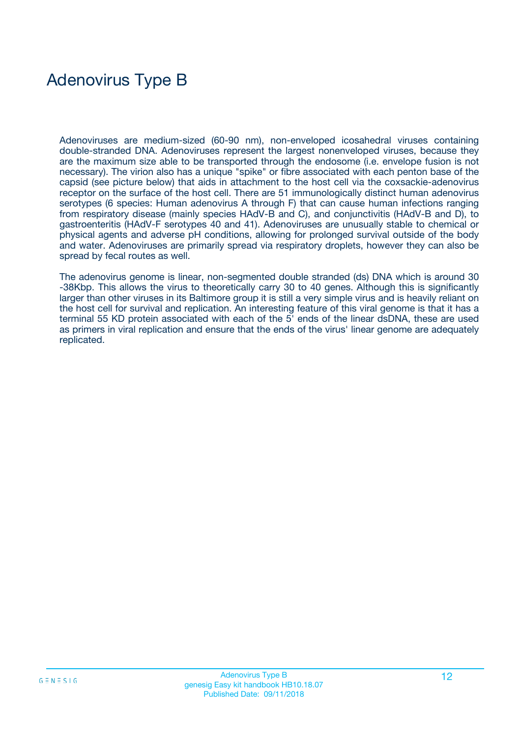# Adenovirus Type B

Adenoviruses are medium-sized (60-90 nm), non-enveloped icosahedral viruses containing double-stranded DNA. Adenoviruses represent the largest nonenveloped viruses, because they are the maximum size able to be transported through the endosome (i.e. envelope fusion is not necessary). The virion also has a unique "spike" or fibre associated with each penton base of the capsid (see picture below) that aids in attachment to the host cell via the coxsackie-adenovirus receptor on the surface of the host cell. There are 51 immunologically distinct human adenovirus serotypes (6 species: Human adenovirus A through F) that can cause human infections ranging from respiratory disease (mainly species HAdV-B and C), and conjunctivitis (HAdV-B and D), to gastroenteritis (HAdV-F serotypes 40 and 41). Adenoviruses are unusually stable to chemical or physical agents and adverse pH conditions, allowing for prolonged survival outside of the body and water. Adenoviruses are primarily spread via respiratory droplets, however they can also be spread by fecal routes as well.

The adenovirus genome is linear, non-segmented double stranded (ds) DNA which is around 30 -38Kbp. This allows the virus to theoretically carry 30 to 40 genes. Although this is significantly larger than other viruses in its Baltimore group it is still a very simple virus and is heavily reliant on the host cell for survival and replication. An interesting feature of this viral genome is that it has a terminal 55 KD protein associated with each of the 5' ends of the linear dsDNA, these are used as primers in viral replication and ensure that the ends of the virus' linear genome are adequately replicated.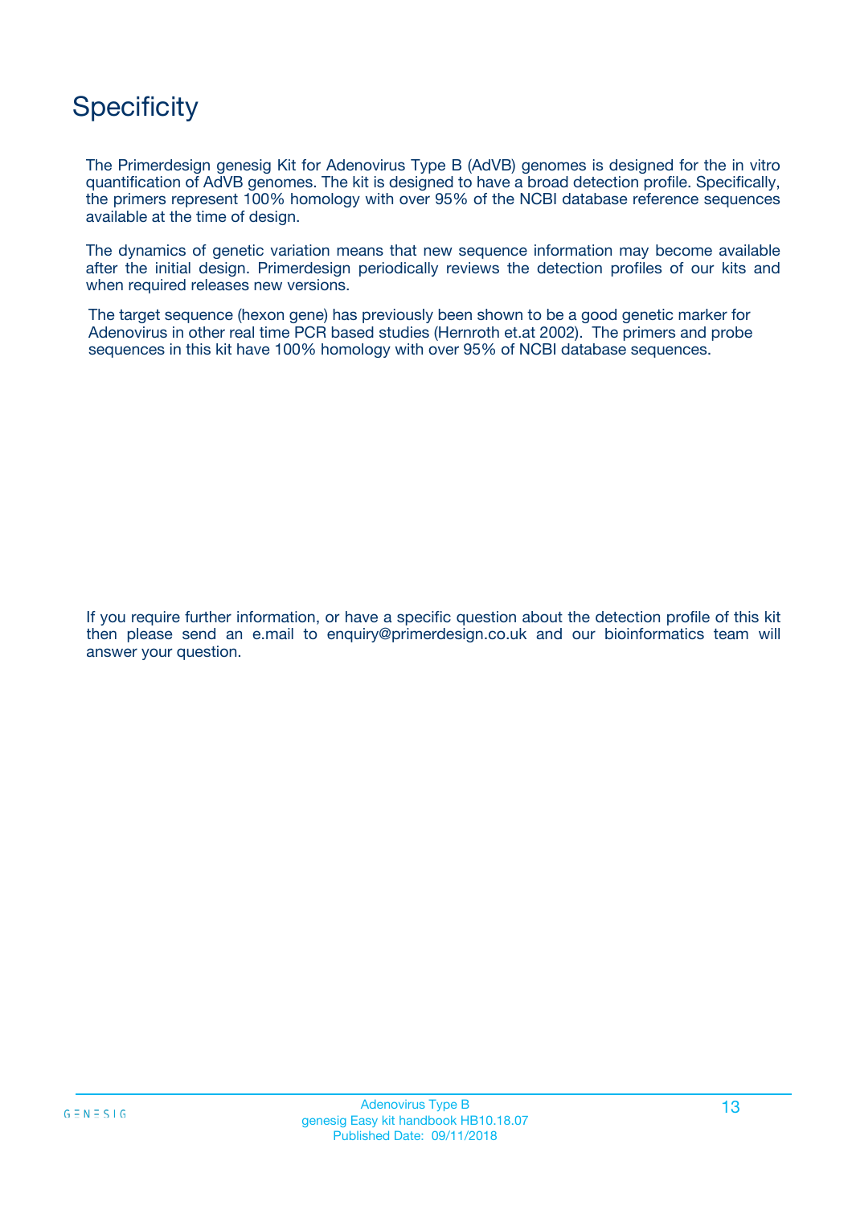# Specificity

The Primerdesign genesig Kit for Adenovirus Type B (AdVB) genomes is designed for the in vitro quantification of AdVB genomes. The kit is designed to have a broad detection profile. Specifically, the primers represent 100% homology with over 95% of the NCBI database reference sequences available at the time of design.

The dynamics of genetic variation means that new sequence information may become available after the initial design. Primerdesign periodically reviews the detection profiles of our kits and when required releases new versions.

The target sequence (hexon gene) has previously been shown to be a good genetic marker for Adenovirus in other real time PCR based studies (Hernroth et.at 2002). The primers and probe sequences in this kit have 100% homology with over 95% of NCBI database sequences.

If you require further information, or have a specific question about the detection profile of this kit then please send an e.mail to enquiry@primerdesign.co.uk and our bioinformatics team will answer your question.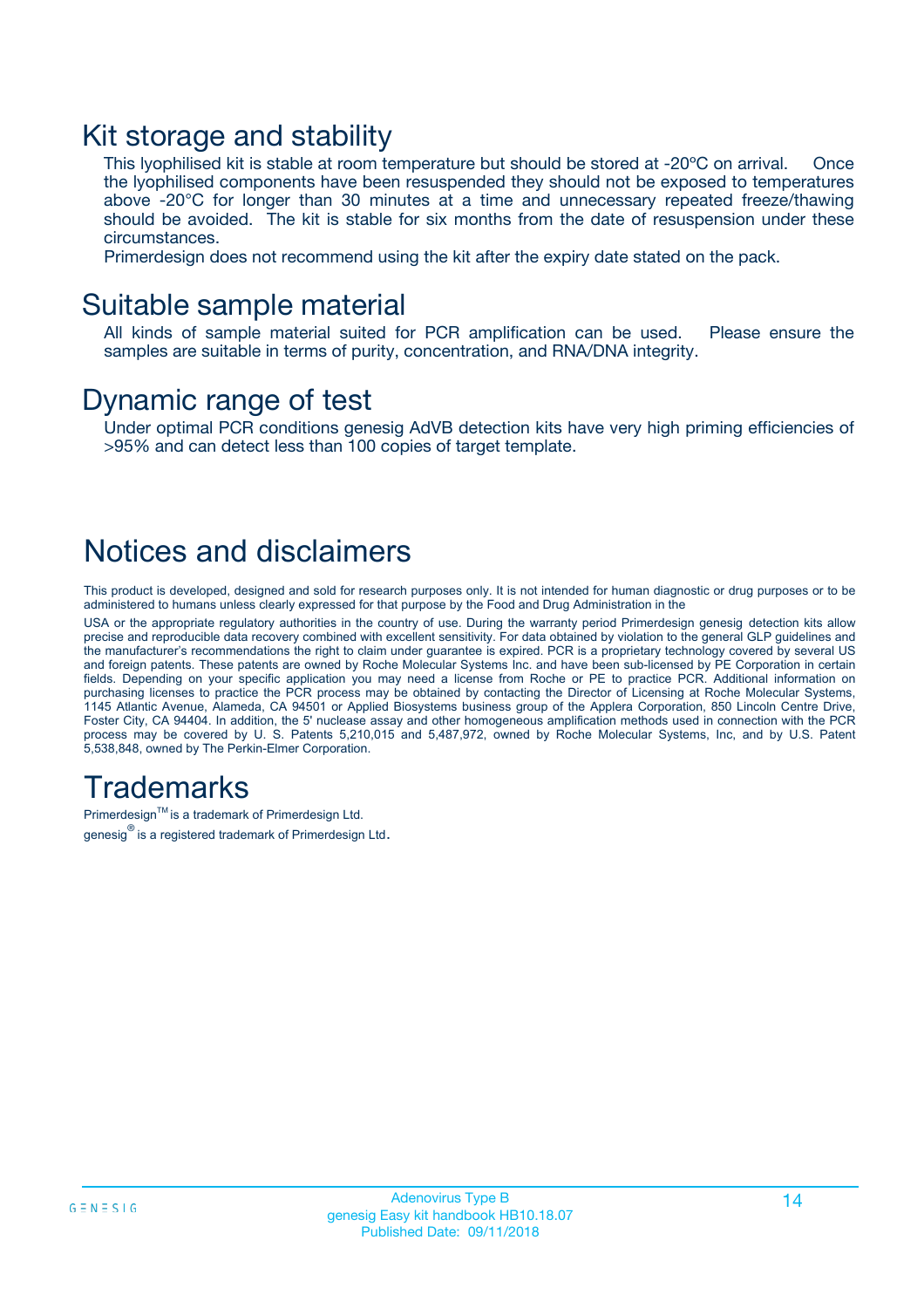# Kit storage and stability

This lyophilised kit is stable at room temperature but should be stored at -20ºC on arrival. Once the lyophilised components have been resuspended they should not be exposed to temperatures above -20°C for longer than 30 minutes at a time and unnecessary repeated freeze/thawing should be avoided. The kit is stable for six months from the date of resuspension under these circumstances.

Primerdesign does not recommend using the kit after the expiry date stated on the pack.

# Suitable sample material

All kinds of sample material suited for PCR amplification can be used. Please ensure the samples are suitable in terms of purity, concentration, and RNA/DNA integrity.

# Dynamic range of test

Under optimal PCR conditions genesig AdVB detection kits have very high priming efficiencies of >95% and can detect less than 100 copies of target template.

# Notices and disclaimers

This product is developed, designed and sold for research purposes only. It is not intended for human diagnostic or drug purposes or to be administered to humans unless clearly expressed for that purpose by the Food and Drug Administration in the

USA or the appropriate regulatory authorities in the country of use. During the warranty period Primerdesign genesig detection kits allow precise and reproducible data recovery combined with excellent sensitivity. For data obtained by violation to the general GLP guidelines and the manufacturer's recommendations the right to claim under guarantee is expired. PCR is a proprietary technology covered by several US and foreign patents. These patents are owned by Roche Molecular Systems Inc. and have been sub-licensed by PE Corporation in certain fields. Depending on your specific application you may need a license from Roche or PE to practice PCR. Additional information on purchasing licenses to practice the PCR process may be obtained by contacting the Director of Licensing at Roche Molecular Systems, 1145 Atlantic Avenue, Alameda, CA 94501 or Applied Biosystems business group of the Applera Corporation, 850 Lincoln Centre Drive, Foster City, CA 94404. In addition, the 5' nuclease assay and other homogeneous amplification methods used in connection with the PCR process may be covered by U. S. Patents 5,210,015 and 5,487,972, owned by Roche Molecular Systems, Inc, and by U.S. Patent 5,538,848, owned by The Perkin-Elmer Corporation.

# Trademarks

Primerdesign™ is a trademark of Primerdesign Ltd.

genesig® is a registered trademark of Primerdesign Ltd.